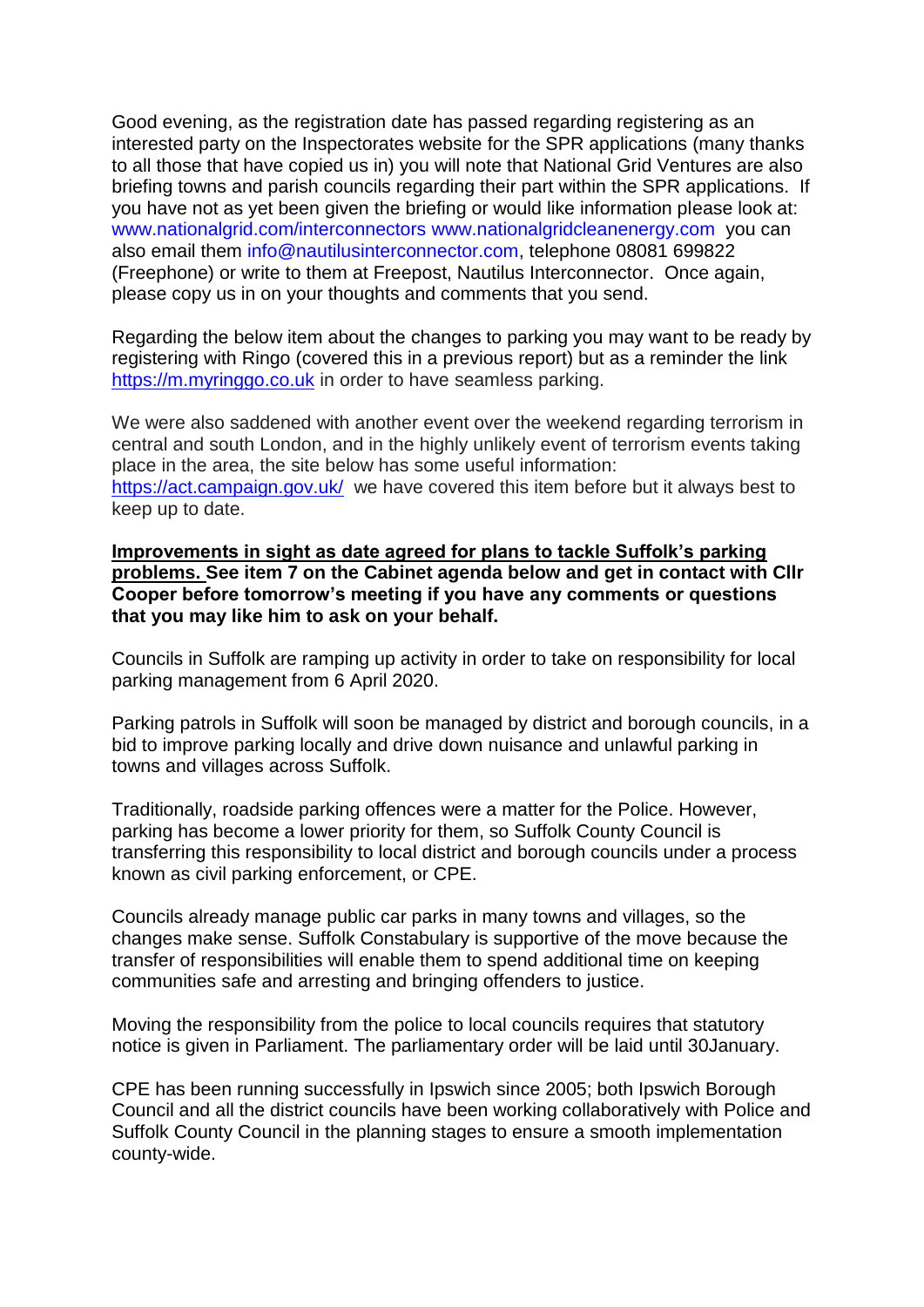Good evening, as the registration date has passed regarding registering as an interested party on the Inspectorates website for the SPR applications (many thanks to all those that have copied us in) you will note that National Grid Ventures are also briefing towns and parish councils regarding their part within the SPR applications. If you have not as yet been given the briefing or would like information please look at: www.nationalgrid.com/interconnectors www.nationalgridcleanenergy.com you can also email them info@nautilusinterconnector.com, telephone 08081 699822 (Freephone) or write to them at Freepost, Nautilus Interconnector. Once again, please copy us in on your thoughts and comments that you send.

Regarding the below item about the changes to parking you may want to be ready by registering with Ringo (covered this in a previous report) but as a reminder the link https://m.myringgo.co.uk in order to have seamless parking.

We were also saddened with another event over the weekend regarding terrorism in central and south London, and in the highly unlikely event of terrorism events taking place in the area, the site below has some useful information: https://act.campaign.gov.uk/ we have covered this item before but it always best to keep up to date.

**Improvements in sight as date agreed for plans to tackle Suffolk's parking problems. See item 7 on the Cabinet agenda below and get in contact with Cllr Cooper before tomorrow's meeting if you have any comments or questions that you may like him to ask on your behalf.**

Councils in Suffolk are ramping up activity in order to take on responsibility for local parking management from 6 April 2020.

Parking patrols in Suffolk will soon be managed by district and borough councils, in a bid to improve parking locally and drive down nuisance and unlawful parking in towns and villages across Suffolk.

Traditionally, roadside parking offences were a matter for the Police. However, parking has become a lower priority for them, so Suffolk County Council is transferring this responsibility to local district and borough councils under a process known as civil parking enforcement, or CPE.

Councils already manage public car parks in many towns and villages, so the changes make sense. Suffolk Constabulary is supportive of the move because the transfer of responsibilities will enable them to spend additional time on keeping communities safe and arresting and bringing offenders to justice.

Moving the responsibility from the police to local councils requires that statutory notice is given in Parliament. The parliamentary order will be laid until 30January.

CPE has been running successfully in Ipswich since 2005; both Ipswich Borough Council and all the district councils have been working collaboratively with Police and Suffolk County Council in the planning stages to ensure a smooth implementation county-wide.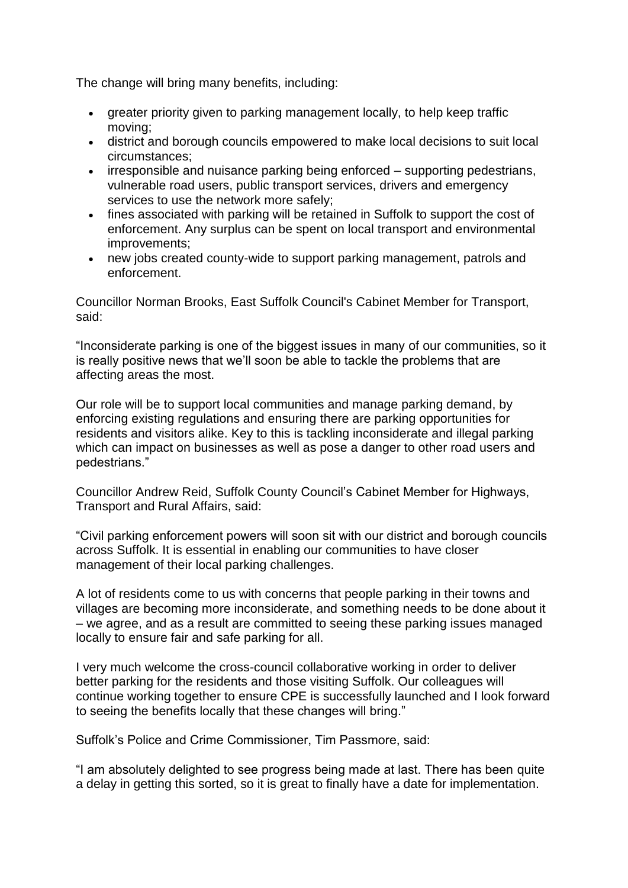The change will bring many benefits, including:

- greater priority given to parking management locally, to help keep traffic moving;
- district and borough councils empowered to make local decisions to suit local circumstances;
- irresponsible and nuisance parking being enforced – supporting pedestrians, vulnerable road users, public transport services, drivers and emergency services to use the network more safely;
- fines associated with parking will be retained in Suffolk to support the cost of enforcement. Any surplus can be spent on local transport and environmental improvements;
- new jobs created county-wide to support parking management, patrols and enforcement.

Councillor Norman Brooks, East Suffolk Council's Cabinet Member for Transport, said:

"Inconsiderate parking is one of the biggest issues in many of our communities, so it is really positive news that we'll soon be able to tackle the problems that are affecting areas the most.

Our role will be to support local communities and manage parking demand, by enforcing existing regulations and ensuring there are parking opportunities for residents and visitors alike. Key to this is tackling inconsiderate and illegal parking which can impact on businesses as well as pose a danger to other road users and pedestrians."

Councillor Andrew Reid, Suffolk County Council's Cabinet Member for Highways, Transport and Rural Affairs, said:

"Civil parking enforcement powers will soon sit with our district and borough councils across Suffolk. It is essential in enabling our communities to have closer management of their local parking challenges.

A lot of residents come to us with concerns that people parking in their towns and villages are becoming more inconsiderate, and something needs to be done about it – we agree, and as a result are committed to seeing these parking issues managed locally to ensure fair and safe parking for all.

I very much welcome the cross-council collaborative working in order to deliver better parking for the residents and those visiting Suffolk. Our colleagues will continue working together to ensure CPE is successfully launched and I look forward to seeing the benefits locally that these changes will bring."

Suffolk's Police and Crime Commissioner, Tim Passmore, said:

"I am absolutely delighted to see progress being made at last. There has been quite a delay in getting this sorted, so it is great to finally have a date for implementation.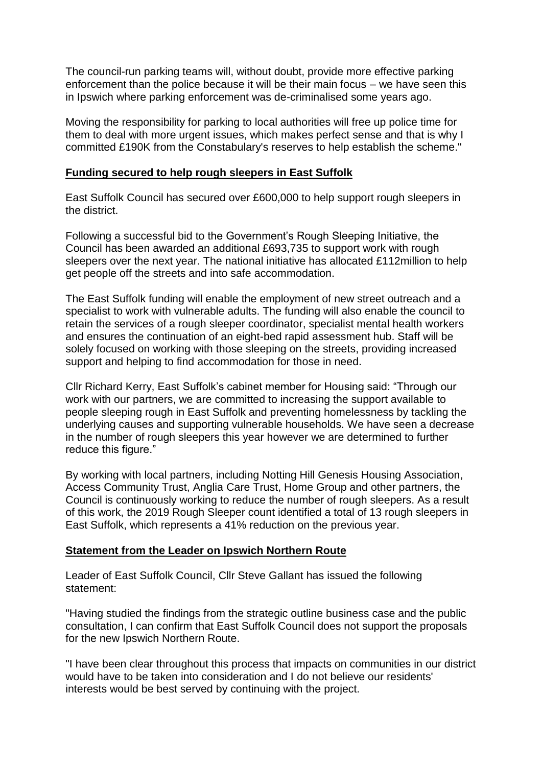The council-run parking teams will, without doubt, provide more effective parking enforcement than the police because it will be their main focus – we have seen this in Ipswich where parking enforcement was de-criminalised some years ago.

Moving the responsibility for parking to local authorities will free up police time for them to deal with more urgent issues, which makes perfect sense and that is why I committed £190K from the Constabulary's reserves to help establish the scheme."

**Funding secured to help rough sleepers in East Suffolk**

East Suffolk Council has secured over £600,000 to help support rough sleepers in the district.

Following a successful bid to the Government's Rough Sleeping Initiative, the Council has been awarded an additional £693,735 to support work with rough sleepers over the next year. The national initiative has allocated £112million to help get people off the streets and into safe accommodation.

The East Suffolk funding will enable the employment of new street outreach and a specialist to work with vulnerable adults. The funding will also enable the council to retain the services of a rough sleeper coordinator, specialist mental health workers and ensures the continuation of an eight-bed rapid assessment hub. Staff will be solely focused on working with those sleeping on the streets, providing increased support and helping to find accommodation for those in need.

Cllr Richard Kerry, East Suffolk's cabinet member for Housing said: "Through our work with our partners, we are committed to increasing the support available to people sleeping rough in East Suffolk and preventing homelessness by tackling the underlying causes and supporting vulnerable households. We have seen a decrease in the number of rough sleepers this year however we are determined to further reduce this figure."

By working with local partners, including Notting Hill Genesis Housing Association, Access Community Trust, Anglia Care Trust, Home Group and other partners, the Council is continuously working to reduce the number of rough sleepers. As a result of this work, the 2019 Rough Sleeper count identified a total of 13 rough sleepers in East Suffolk, which represents a 41% reduction on the previous year.

**Statement from the Leader on Ipswich Northern Route**

Leader of East Suffolk Council, Cllr Steve Gallant has issued the following statement:

"Having studied the findings from the strategic outline business case and the public consultation, I can confirm that East Suffolk Council does not support the proposals for the new Ipswich Northern Route.

"I have been clear throughout this process that impacts on communities in our district would have to be taken into consideration and I do not believe our residents' interests would be best served by continuing with the project.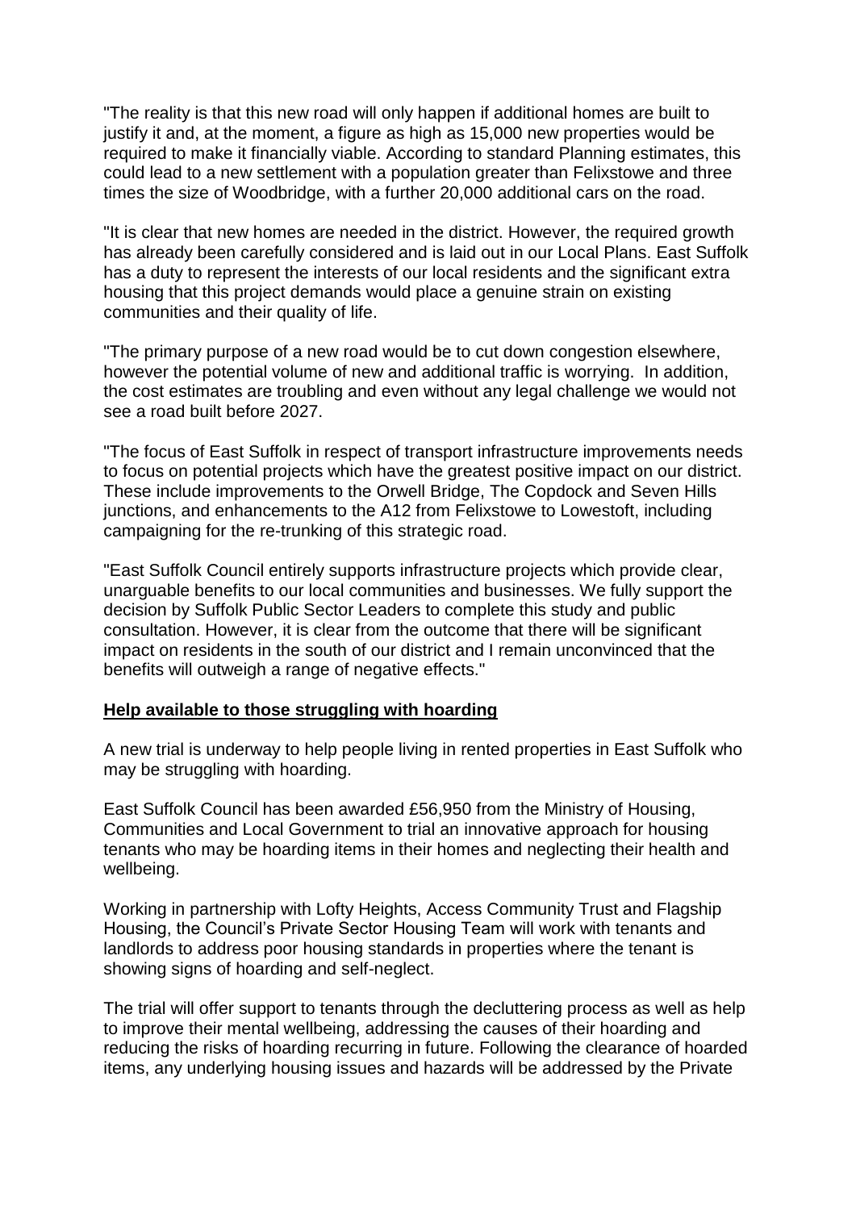"The reality is that this new road will only happen if additional homes are built to justify it and, at the moment, a figure as high as 15,000 new properties would be required to make it financially viable. According to standard Planning estimates, this could lead to a new settlement with a population greater than Felixstowe and three times the size of Woodbridge, with a further 20,000 additional cars on the road.

"It is clear that new homes are needed in the district. However, the required growth has already been carefully considered and is laid out in our Local Plans. East Suffolk has a duty to represent the interests of our local residents and the significant extra housing that this project demands would place a genuine strain on existing communities and their quality of life.

"The primary purpose of a new road would be to cut down congestion elsewhere, however the potential volume of new and additional traffic is worrying. In addition, the cost estimates are troubling and even without any legal challenge we would not see a road built before 2027.

"The focus of East Suffolk in respect of transport infrastructure improvements needs to focus on potential projects which have the greatest positive impact on our district. These include improvements to the Orwell Bridge, The Copdock and Seven Hills junctions, and enhancements to the A12 from Felixstowe to Lowestoft, including campaigning for the re-trunking of this strategic road.

"East Suffolk Council entirely supports infrastructure projects which provide clear, unarguable benefits to our local communities and businesses. We fully support the decision by Suffolk Public Sector Leaders to complete this study and public consultation. However, it is clear from the outcome that there will be significant impact on residents in the south of our district and I remain unconvinced that the benefits will outweigh a range of negative effects."

## Help available to those struggling with hoarding

A new trial is underway to help people living in rented properties in East Suffolk who may be struggling with hoarding.

East Suffolk Council has been awarded £56,950 from the Ministry of Housing, Communities and Local Government to trial an innovative approach for housing tenants who may be hoarding items in their homes and neglecting their health and wellbeing.

Working in partnership with Lofty Heights, Access Community Trust and Flagship Housing, the Council's Private Sector Housing Team will work with tenants and landlords to address poor housing standards in properties where the tenant is showing signs of hoarding and self-neglect.

The trial will offer support to tenants through the decluttering process as well as help to improve their mental wellbeing, addressing the causes of their hoarding and reducing the risks of hoarding recurring in future. Following the clearance of hoarded items, any underlying housing issues and hazards will be addressed by the Private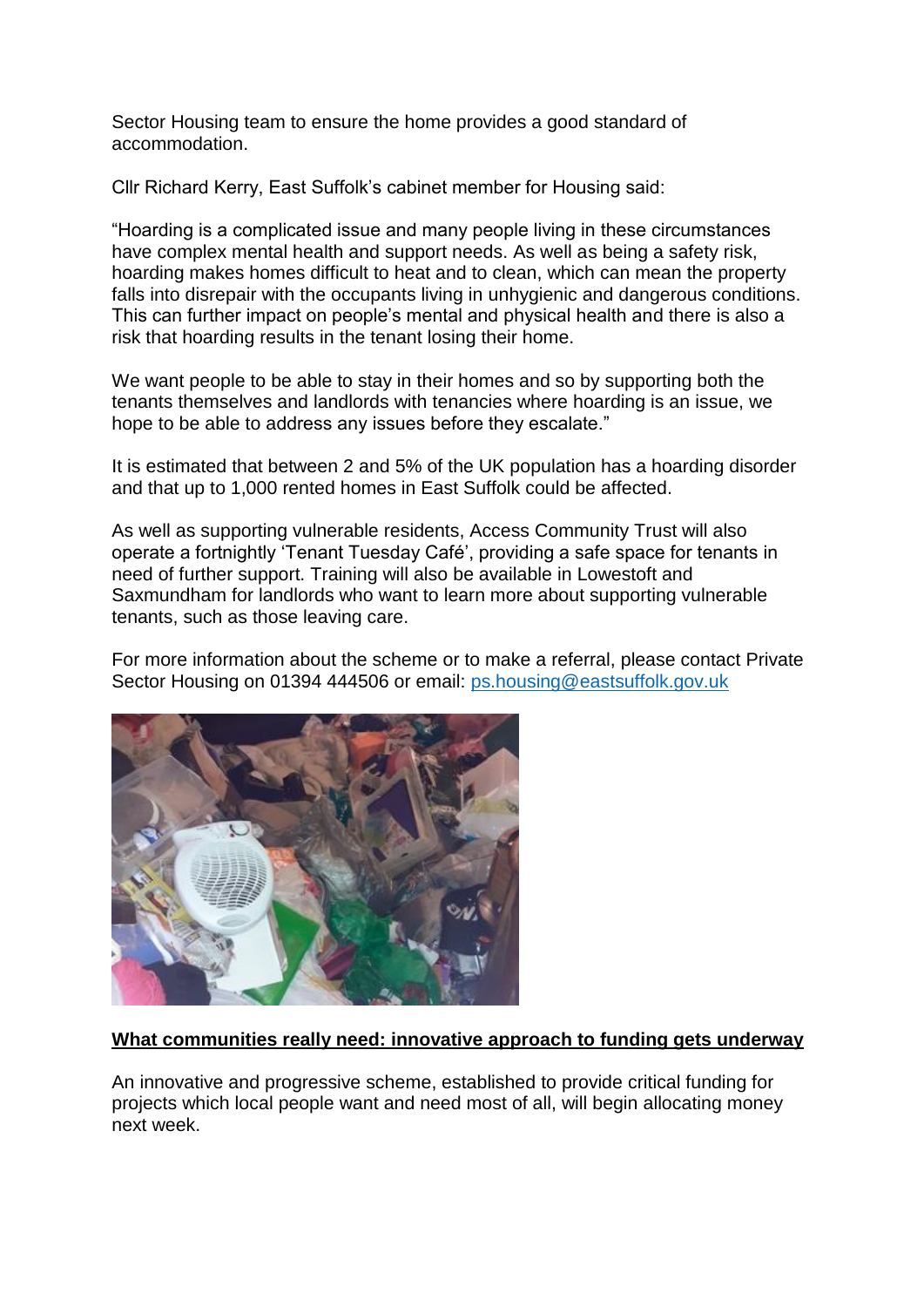Sector Housing team to ensure the home provides a good standard of accommodation.

Cllr Richard Kerry, East Suffolk's cabinet member for Housing said:

"Hoarding is a complicated issue and many people living in these circumstances have complex mental health and support needs. As well as being a safety risk, hoarding makes homes difficult to heat and to clean, which can mean the property falls into disrepair with the occupants living in unhygienic and dangerous conditions. This can further impact on people's mental and physical health and there is also a risk that hoarding results in the tenant losing their home.

We want people to be able to stay in their homes and so by supporting both the tenants themselves and landlords with tenancies where hoarding is an issue, we hope to be able to address any issues before they escalate."

It is estimated that between 2 and 5% of the UK population has a hoarding disorder and that up to 1,000 rented homes in East Suffolk could be affected.

As well as supporting vulnerable residents, Access Community Trust will also operate a fortnightly 'Tenant Tuesday Café', providing a safe space for tenants in need of further support. Training will also be available in Lowestoft and Saxmundham for landlords who want to learn more about supporting vulnerable tenants, such as those leaving care.

For more information about the scheme or to make a referral, please contact Private Sector Housing on 01394 444506 or email: [ps.housing@eastsuffolk.gov.uk](mailto:ps.housing@eastsuffolk.gov.uk)

**What communities really need: innovative approach to funding gets underway**

An innovative and progressive scheme, established to provide critical funding for projects which local people want and need most of all, will begin allocating money next week.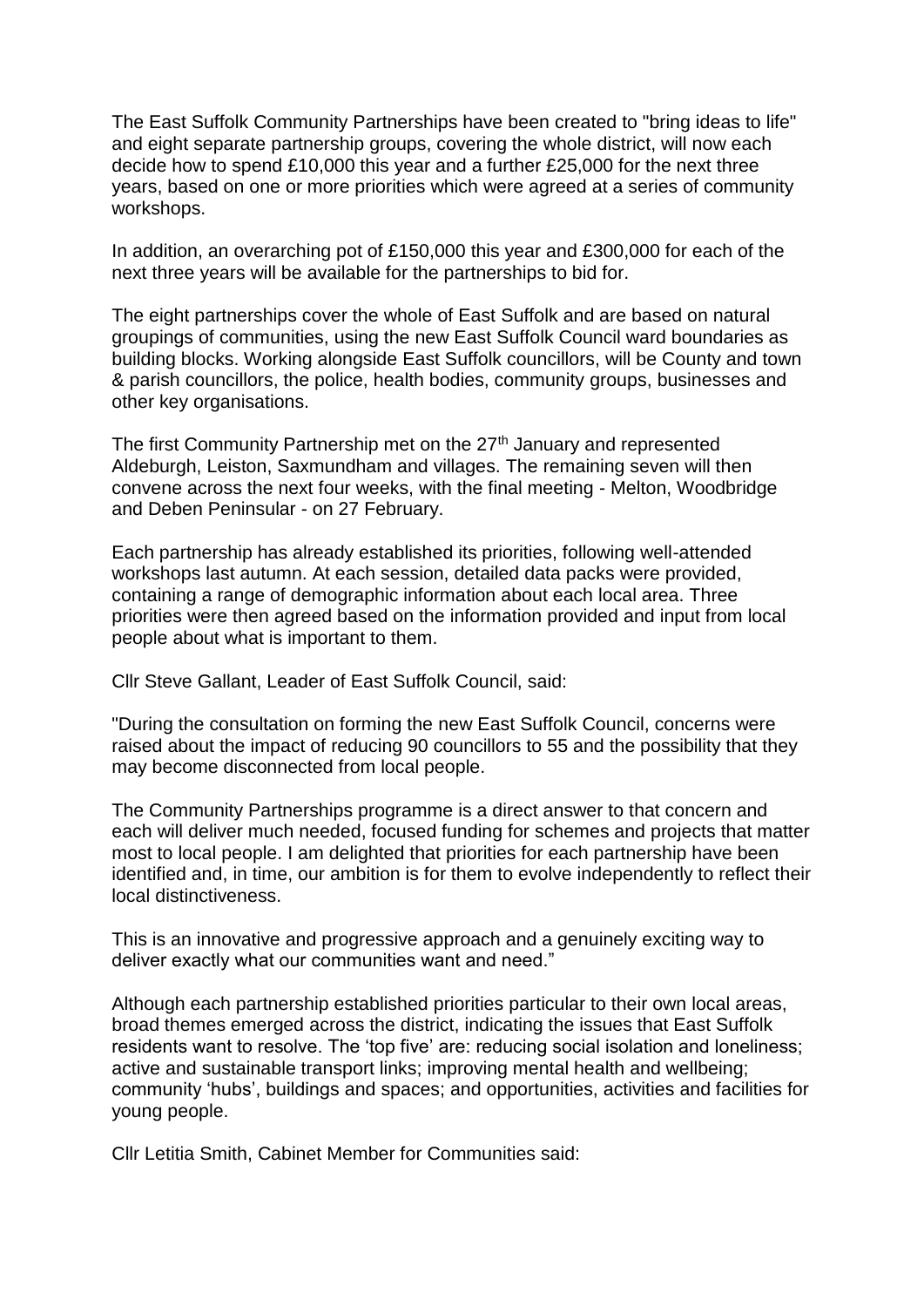The East Suffolk Community Partnerships have been created to "bring ideas to life" and eight separate partnership groups, covering the whole district, will now each decide how to spend £10,000 this year and a further £25,000 for the next three years, based on one or more priorities which were agreed at a series of community workshops.

In addition, an overarching pot of £150,000 this year and £300,000 for each of the next three years will be available for the partnerships to bid for.

The eight partnerships cover the whole of East Suffolk and are based on natural groupings of communities, using the new East Suffolk Council ward boundaries as building blocks. Working alongside East Suffolk councillors, will be County and town & parish councillors, the police, health bodies, community groups, businesses and other key organisations.

The first Community Partnership met on the 27th January and represented Aldeburgh, Leiston, Saxmundham and villages. The remaining seven will then convene across the next four weeks, with the final meeting - Melton, Woodbridge and Deben Peninsular - on 27 February.

Each partnership has already established its priorities, following well-attended workshops last autumn. At each session, detailed data packs were provided, containing a range of demographic information about each local area. Three priorities were then agreed based on the information provided and input from local people about what is important to them.

Cllr Steve Gallant, Leader of East Suffolk Council, said:

"During the consultation on forming the new East Suffolk Council, concerns were raised about the impact of reducing 90 councillors to 55 and the possibility that they may become disconnected from local people.

The Community Partnerships programme is a direct answer to that concern and each will deliver much needed, focused funding for schemes and projects that matter most to local people. I am delighted that priorities for each partnership have been identified and, in time, our ambition is for them to evolve independently to reflect their local distinctiveness.

This is an innovative and progressive approach and a genuinely exciting way to deliver exactly what our communities want and need."

Although each partnership established priorities particular to their own local areas, broad themes emerged across the district, indicating the issues that East Suffolk residents want to resolve. The 'top five' are: reducing social isolation and loneliness; active and sustainable transport links; improving mental health and wellbeing; community 'hubs', buildings and spaces; and opportunities, activities and facilities for young people.

Cllr Letitia Smith, Cabinet Member for Communities said: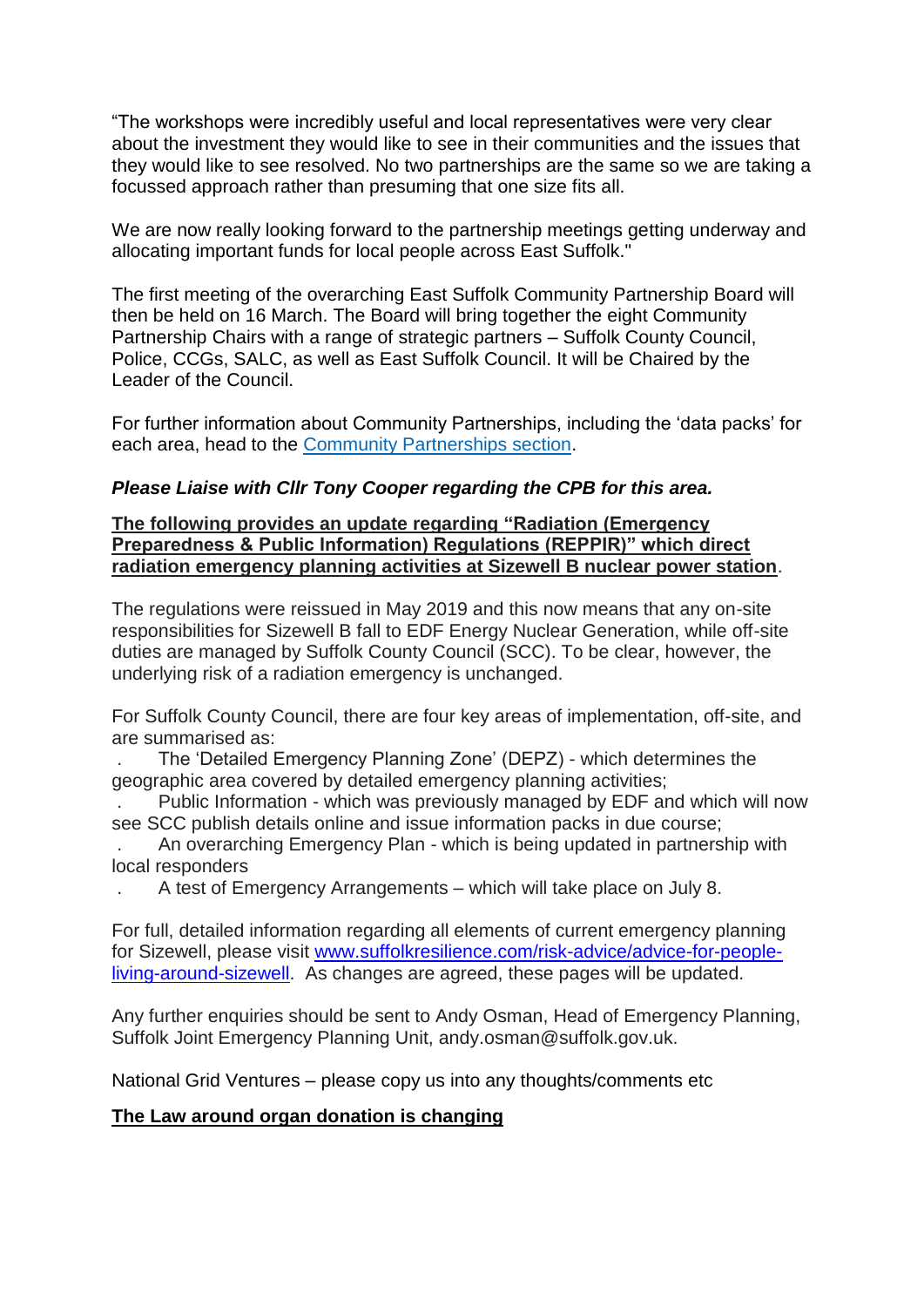"The workshops were incredibly useful and local representatives were very clear about the investment they would like to see in their communities and the issues that they would like to see resolved. No two partnerships are the same so we are taking a focussed approach rather than presuming that one size fits all.

We are now really looking forward to the partnership meetings getting underway and allocating important funds for local people across East Suffolk."

The first meeting of the overarching East Suffolk Community Partnership Board will then be held on 16 March. The Board will bring together the eight Community Partnership Chairs with a range of strategic partners – Suffolk County Council, Police, CCGs, SALC, as well as East Suffolk Council. It will be Chaired by the Leader of the Council.

For further information about Community Partnerships, including the 'data packs' for each area, head to the [Community Partnerships section](#).

***Please Liaise with Cllr Tony Cooper regarding the CPB for this area.***

**<u>The following provides an update regarding "Radiation (Emergency Preparedness & Public Information) Regulations (REPPIR)" which direct radiation emergency planning activities at Sizewell B nuclear power station</u>**.

The regulations were reissued in May 2019 and this now means that any on-site responsibilities for Sizewell B fall to EDF Energy Nuclear Generation, while off-site duties are managed by Suffolk County Council (SCC). To be clear, however, the underlying risk of a radiation emergency is unchanged.

For Suffolk County Council, there are four key areas of implementation, off-site, and are summarised as:

- The 'Detailed Emergency Planning Zone' (DEPZ) - which determines the geographic area covered by detailed emergency planning activities;
- Public Information - which was previously managed by EDF and which will now see SCC publish details online and issue information packs in due course;
- An overarching Emergency Plan - which is being updated in partnership with local responders
- A test of Emergency Arrangements – which will take place on July 8.

For full, detailed information regarding all elements of current emergency planning for Sizewell, please visit [www.suffolkresilience.com/risk-advice/advice-for-people-living-around-sizewell](http://www.suffolkresilience.com/risk-advice/advice-for-people-living-around-sizewell). As changes are agreed, these pages will be updated.

Any further enquiries should be sent to Andy Osman, Head of Emergency Planning, Suffolk Joint Emergency Planning Unit, andy.osman@suffolk.gov.uk.

National Grid Ventures – please copy us into any thoughts/comments etc

**<u>The Law around organ donation is changing</u>**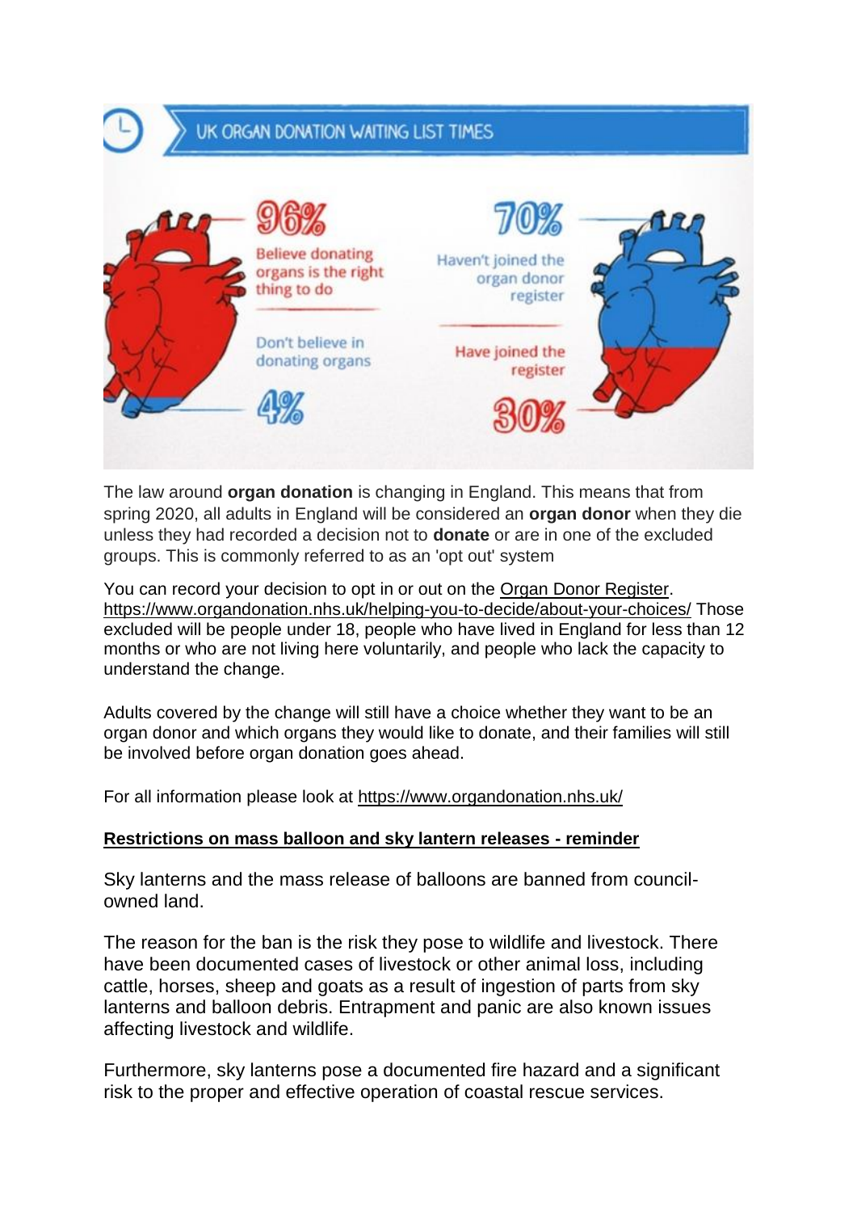UK ORGAN DONATION WAITING LIST TIMES

96% Believe donating organs is the right thing to do

Don't believe in donating organs 4%

70% Haven't joined the organ donor register

Have joined the register 30%

The law around **organ donation** is changing in England. This means that from spring 2020, all adults in England will be considered an **organ donor** when they die unless they had recorded a decision not to **donate** or are in one of the excluded groups. This is commonly referred to as an 'opt out' system

You can record your decision to opt in or out on the Organ Donor Register. https://www.organdonation.nhs.uk/helping-you-to-decide/about-your-choices/ Those excluded will be people under 18, people who have lived in England for less than 12 months or who are not living here voluntarily, and people who lack the capacity to understand the change.

Adults covered by the change will still have a choice whether they want to be an organ donor and which organs they would like to donate, and their families will still be involved before organ donation goes ahead.

For all information please look at https://www.organdonation.nhs.uk/

**Restrictions on mass balloon and sky lantern releases - reminder**

Sky lanterns and the mass release of balloons are banned from council-owned land.

The reason for the ban is the risk they pose to wildlife and livestock. There have been documented cases of livestock or other animal loss, including cattle, horses, sheep and goats as a result of ingestion of parts from sky lanterns and balloon debris. Entrapment and panic are also known issues affecting livestock and wildlife.

Furthermore, sky lanterns pose a documented fire hazard and a significant risk to the proper and effective operation of coastal rescue services.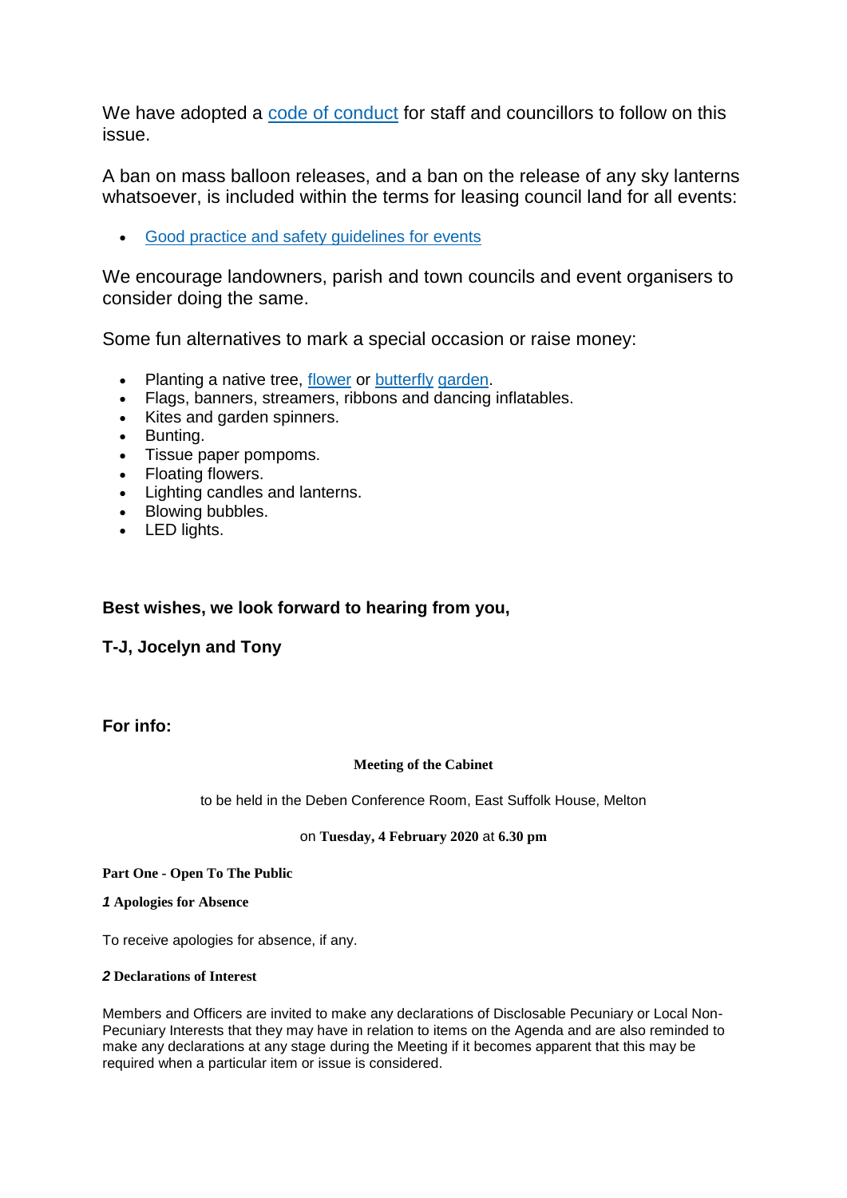We have adopted a code of conduct for staff and councillors to follow on this issue.

A ban on mass balloon releases, and a ban on the release of any sky lanterns whatsoever, is included within the terms for leasing council land for all events:

- Good practice and safety guidelines for events

We encourage landowners, parish and town councils and event organisers to consider doing the same.

Some fun alternatives to mark a special occasion or raise money:

- Planting a native tree, flower or butterfly garden.
- Flags, banners, streamers, ribbons and dancing inflatables.
- Kites and garden spinners.
- Bunting.
- Tissue paper pompoms.
- Floating flowers.
- Lighting candles and lanterns.
- Blowing bubbles.
- LED lights.

**Best wishes, we look forward to hearing from you,**

**T-J, Jocelyn and Tony**

**For info:**

**Meeting of the Cabinet**

to be held in the Deben Conference Room, East Suffolk House, Melton

on **Tuesday, 4 February 2020** at **6.30 pm**

**Part One - Open To The Public**

***1*** **Apologies for Absence**

To receive apologies for absence, if any.

***2*** **Declarations of Interest**

Members and Officers are invited to make any declarations of Disclosable Pecuniary or Local Non-Pecuniary Interests that they may have in relation to items on the Agenda and are also reminded to make any declarations at any stage during the Meeting if it becomes apparent that this may be required when a particular item or issue is considered.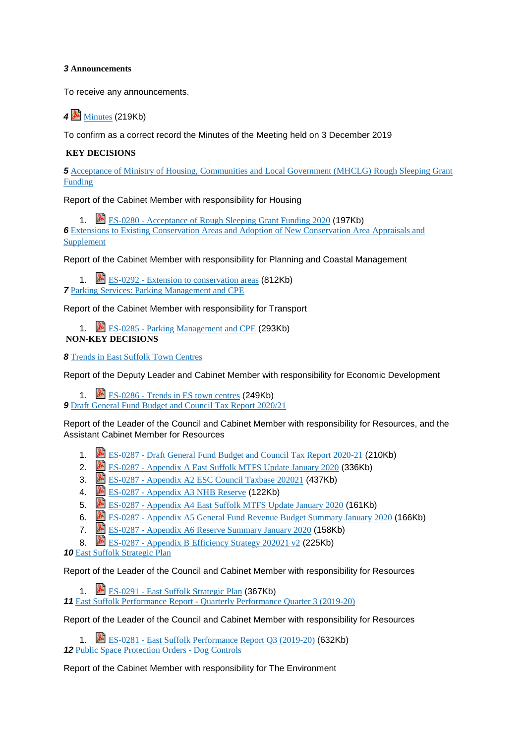**3 Announcements**

To receive any announcements.

**4** Minutes (219Kb)

To confirm as a correct record the Minutes of the Meeting held on 3 December 2019

**KEY DECISIONS**

**5** Acceptance of Ministry of Housing, Communities and Local Government (MHCLG) Rough Sleeping Grant Funding

Report of the Cabinet Member with responsibility for Housing

1. ES-0280 - Acceptance of Rough Sleeping Grant Funding 2020 (197Kb)

**6** Extensions to Existing Conservation Areas and Adoption of New Conservation Area Appraisals and Supplement

Report of the Cabinet Member with responsibility for Planning and Coastal Management

1. ES-0292 - Extension to conservation areas (812Kb)

**7** Parking Services: Parking Management and CPE

Report of the Cabinet Member with responsibility for Transport

1. ES-0285 - Parking Management and CPE (293Kb)

**NON-KEY DECISIONS**

**8** Trends in East Suffolk Town Centres

Report of the Deputy Leader and Cabinet Member with responsibility for Economic Development

1. ES-0286 - Trends in ES town centres (249Kb)

**9** Draft General Fund Budget and Council Tax Report 2020/21

Report of the Leader of the Council and Cabinet Member with responsibility for Resources, and the Assistant Cabinet Member for Resources

1. ES-0287 - Draft General Fund Budget and Council Tax Report 2020-21 (210Kb)
2. ES-0287 - Appendix A East Suffolk MTFS Update January 2020 (336Kb)
3. ES-0287 - Appendix A2 ESC Council Taxbase 202021 (437Kb)
4. ES-0287 - Appendix A3 NHB Reserve (122Kb)
5. ES-0287 - Appendix A4 East Suffolk MTFS Update January 2020 (161Kb)
6. ES-0287 - Appendix A5 General Fund Revenue Budget Summary January 2020 (166Kb)
7. ES-0287 - Appendix A6 Reserve Summary January 2020 (158Kb)
8. ES-0287 - Appendix B Efficiency Strategy 202021 v2 (225Kb)

**10** East Suffolk Strategic Plan

Report of the Leader of the Council and Cabinet Member with responsibility for Resources

1. ES-0291 - East Suffolk Strategic Plan (367Kb)

**11** East Suffolk Performance Report - Quarterly Performance Quarter 3 (2019-20)

Report of the Leader of the Council and Cabinet Member with responsibility for Resources

1. ES-0281 - East Suffolk Performance Report Q3 (2019-20) (632Kb)

**12** Public Space Protection Orders - Dog Controls

Report of the Cabinet Member with responsibility for The Environment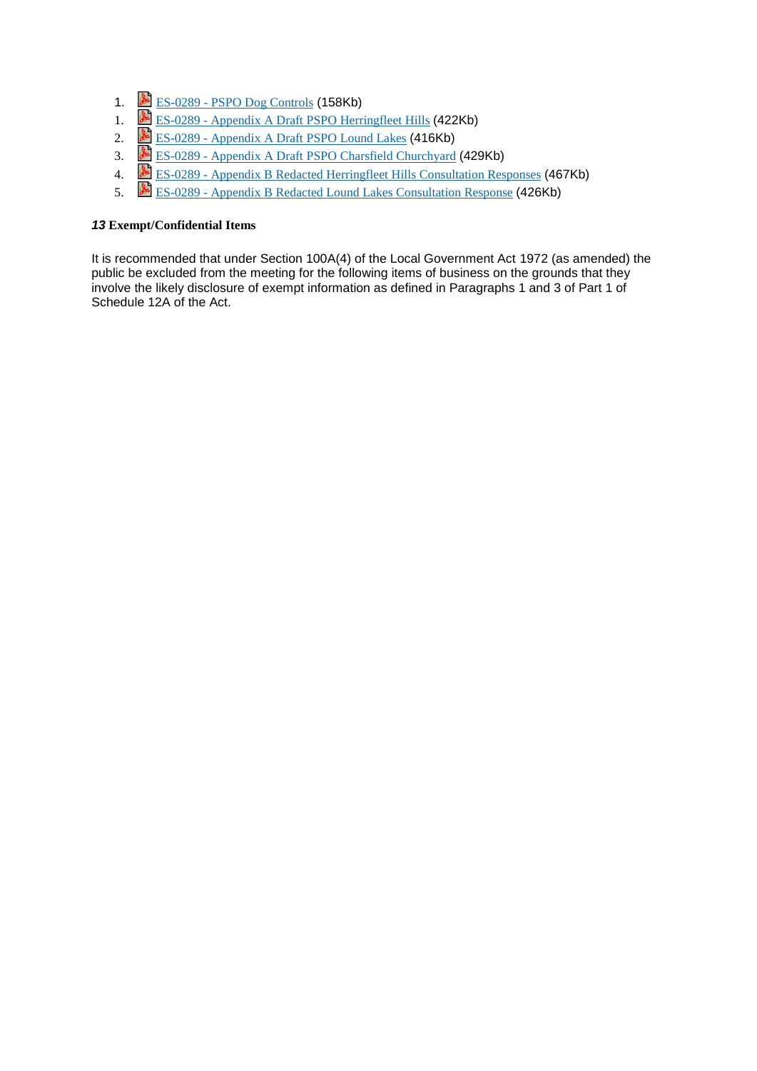1. ES-0289 - PSPO Dog Controls (158Kb)
1. ES-0289 - Appendix A Draft PSPO Herringfleet Hills (422Kb)
2. ES-0289 - Appendix A Draft PSPO Lound Lakes (416Kb)
3. ES-0289 - Appendix A Draft PSPO Charsfield Churchyard (429Kb)
4. ES-0289 - Appendix B Redacted Herringfleet Hills Consultation Responses (467Kb)
5. ES-0289 - Appendix B Redacted Lound Lakes Consultation Response (426Kb)

### *13* Exempt/Confidential Items

It is recommended that under Section 100A(4) of the Local Government Act 1972 (as amended) the public be excluded from the meeting for the following items of business on the grounds that they involve the likely disclosure of exempt information as defined in Paragraphs 1 and 3 of Part 1 of Schedule 12A of the Act.